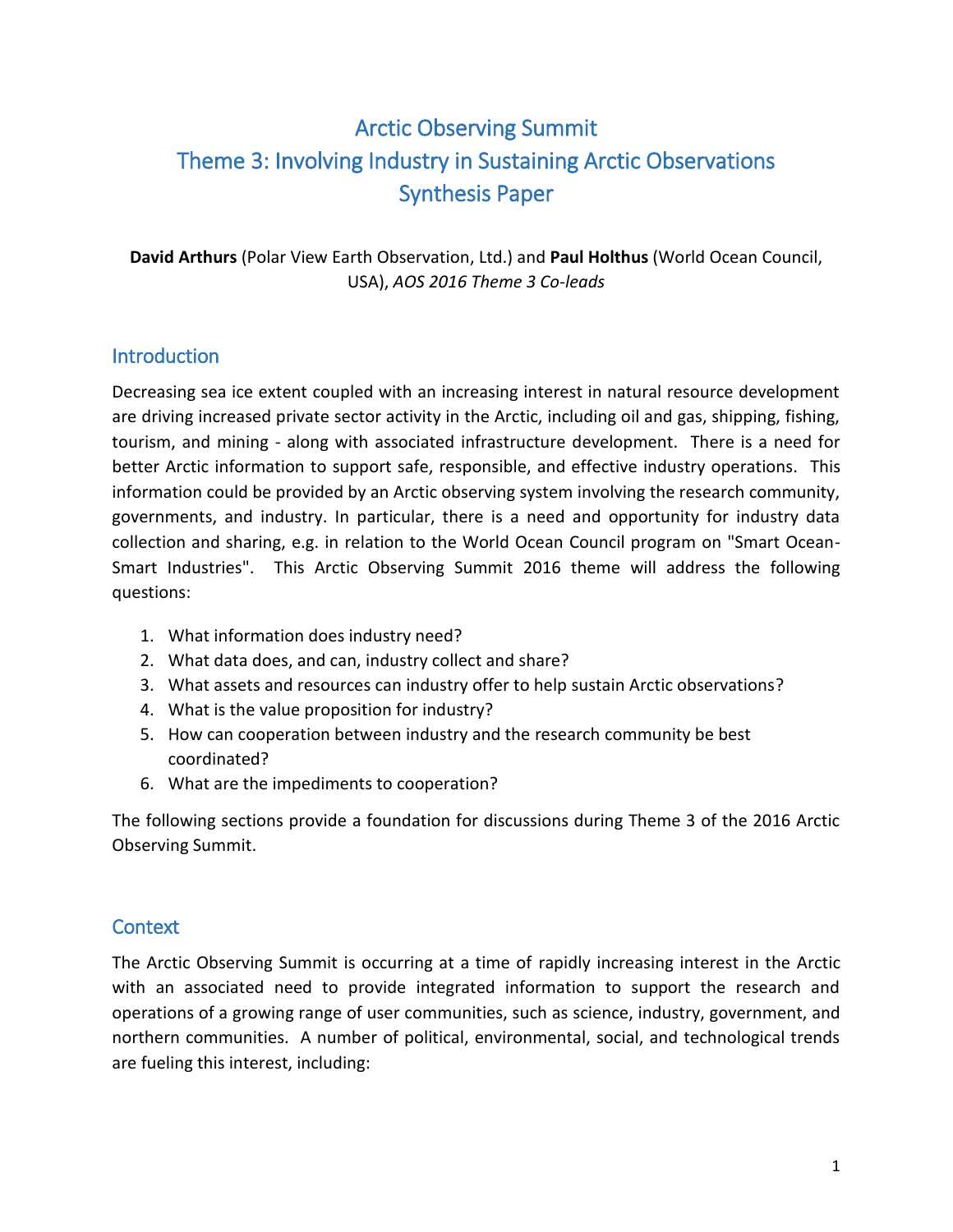# Arctic Observing Summit
# Theme 3: Involving Industry in Sustaining Arctic Observations
# Synthesis Paper

**David Arthurs** (Polar View Earth Observation, Ltd.) and **Paul Holthus** (World Ocean Council, USA), *AOS 2016 Theme 3 Co-leads*

## Introduction

Decreasing sea ice extent coupled with an increasing interest in natural resource development are driving increased private sector activity in the Arctic, including oil and gas, shipping, fishing, tourism, and mining - along with associated infrastructure development. There is a need for better Arctic information to support safe, responsible, and effective industry operations. This information could be provided by an Arctic observing system involving the research community, governments, and industry. In particular, there is a need and opportunity for industry data collection and sharing, e.g. in relation to the World Ocean Council program on "Smart Ocean-Smart Industries". This Arctic Observing Summit 2016 theme will address the following questions:

1. What information does industry need?
2. What data does, and can, industry collect and share?
3. What assets and resources can industry offer to help sustain Arctic observations?
4. What is the value proposition for industry?
5. How can cooperation between industry and the research community be best coordinated?
6. What are the impediments to cooperation?

The following sections provide a foundation for discussions during Theme 3 of the 2016 Arctic Observing Summit.

## Context

The Arctic Observing Summit is occurring at a time of rapidly increasing interest in the Arctic with an associated need to provide integrated information to support the research and operations of a growing range of user communities, such as science, industry, government, and northern communities. A number of political, environmental, social, and technological trends are fueling this interest, including: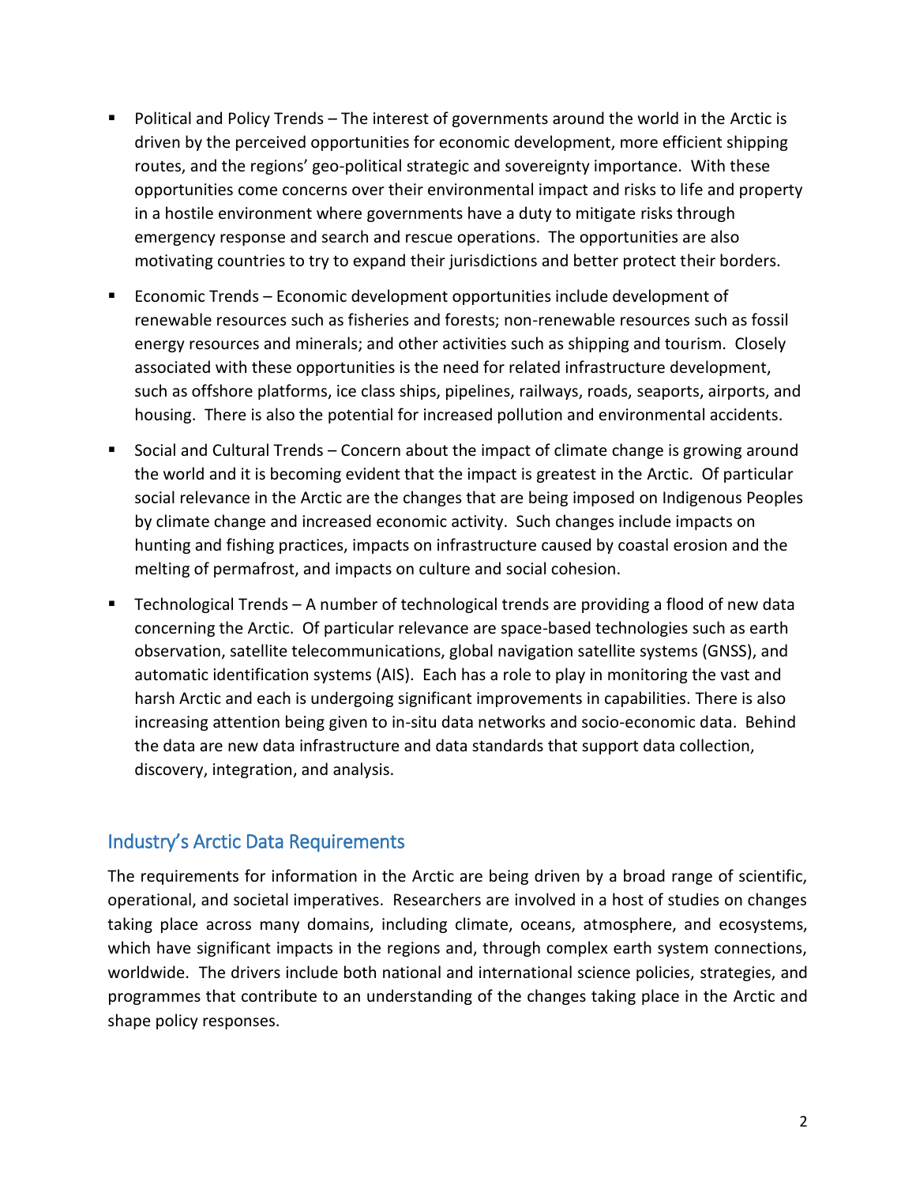- Political and Policy Trends – The interest of governments around the world in the Arctic is driven by the perceived opportunities for economic development, more efficient shipping routes, and the regions' geo-political strategic and sovereignty importance. With these opportunities come concerns over their environmental impact and risks to life and property in a hostile environment where governments have a duty to mitigate risks through emergency response and search and rescue operations. The opportunities are also motivating countries to try to expand their jurisdictions and better protect their borders.
- Economic Trends – Economic development opportunities include development of renewable resources such as fisheries and forests; non-renewable resources such as fossil energy resources and minerals; and other activities such as shipping and tourism. Closely associated with these opportunities is the need for related infrastructure development, such as offshore platforms, ice class ships, pipelines, railways, roads, seaports, airports, and housing. There is also the potential for increased pollution and environmental accidents.
- Social and Cultural Trends – Concern about the impact of climate change is growing around the world and it is becoming evident that the impact is greatest in the Arctic. Of particular social relevance in the Arctic are the changes that are being imposed on Indigenous Peoples by climate change and increased economic activity. Such changes include impacts on hunting and fishing practices, impacts on infrastructure caused by coastal erosion and the melting of permafrost, and impacts on culture and social cohesion.
- Technological Trends – A number of technological trends are providing a flood of new data concerning the Arctic. Of particular relevance are space-based technologies such as earth observation, satellite telecommunications, global navigation satellite systems (GNSS), and automatic identification systems (AIS). Each has a role to play in monitoring the vast and harsh Arctic and each is undergoing significant improvements in capabilities. There is also increasing attention being given to in-situ data networks and socio-economic data. Behind the data are new data infrastructure and data standards that support data collection, discovery, integration, and analysis.

## Industry's Arctic Data Requirements

The requirements for information in the Arctic are being driven by a broad range of scientific, operational, and societal imperatives. Researchers are involved in a host of studies on changes taking place across many domains, including climate, oceans, atmosphere, and ecosystems, which have significant impacts in the regions and, through complex earth system connections, worldwide. The drivers include both national and international science policies, strategies, and programmes that contribute to an understanding of the changes taking place in the Arctic and shape policy responses.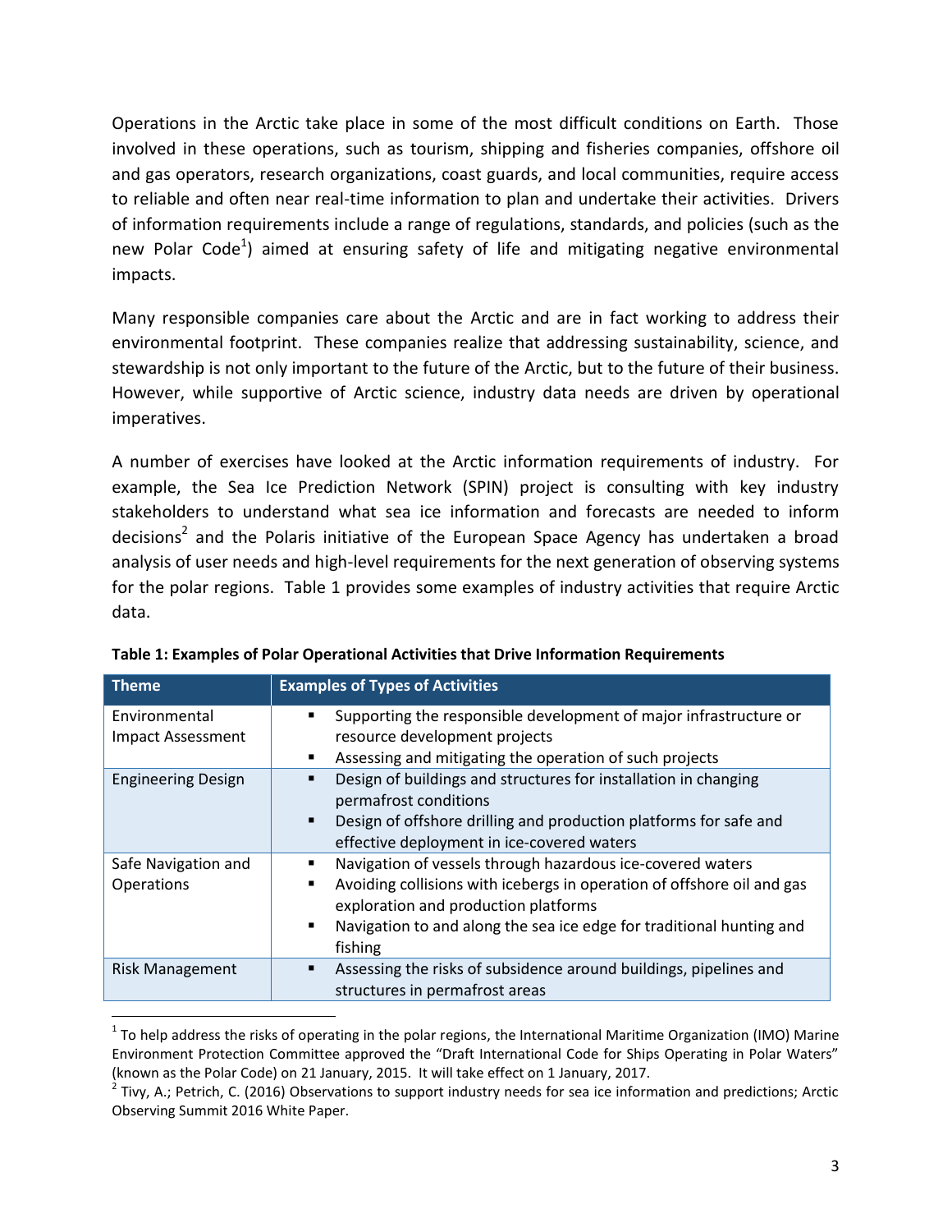Operations in the Arctic take place in some of the most difficult conditions on Earth. Those involved in these operations, such as tourism, shipping and fisheries companies, offshore oil and gas operators, research organizations, coast guards, and local communities, require access to reliable and often near real-time information to plan and undertake their activities. Drivers of information requirements include a range of regulations, standards, and policies (such as the new Polar Code[1]) aimed at ensuring safety of life and mitigating negative environmental impacts.

Many responsible companies care about the Arctic and are in fact working to address their environmental footprint. These companies realize that addressing sustainability, science, and stewardship is not only important to the future of the Arctic, but to the future of their business. However, while supportive of Arctic science, industry data needs are driven by operational imperatives.

A number of exercises have looked at the Arctic information requirements of industry. For example, the Sea Ice Prediction Network (SPIN) project is consulting with key industry stakeholders to understand what sea ice information and forecasts are needed to inform decisions[2] and the Polaris initiative of the European Space Agency has undertaken a broad analysis of user needs and high-level requirements for the next generation of observing systems for the polar regions. Table 1 provides some examples of industry activities that require Arctic data.

**Table 1: Examples of Polar Operational Activities that Drive Information Requirements**

| Theme | Examples of Types of Activities |
|---|---|
| Environmental Impact Assessment | ▪ Supporting the responsible development of major infrastructure or resource development projects<br>▪ Assessing and mitigating the operation of such projects |
| Engineering Design | ▪ Design of buildings and structures for installation in changing permafrost conditions<br>▪ Design of offshore drilling and production platforms for safe and effective deployment in ice-covered waters |
| Safe Navigation and Operations | ▪ Navigation of vessels through hazardous ice-covered waters<br>▪ Avoiding collisions with icebergs in operation of offshore oil and gas exploration and production platforms<br>▪ Navigation to and along the sea ice edge for traditional hunting and fishing |
| Risk Management | ▪ Assessing the risks of subsidence around buildings, pipelines and structures in permafrost areas |

---

[1] To help address the risks of operating in the polar regions, the International Maritime Organization (IMO) Marine Environment Protection Committee approved the "Draft International Code for Ships Operating in Polar Waters" (known as the Polar Code) on 21 January, 2015. It will take effect on 1 January, 2017.

[2] Tivy, A.; Petrich, C. (2016) Observations to support industry needs for sea ice information and predictions; Arctic Observing Summit 2016 White Paper.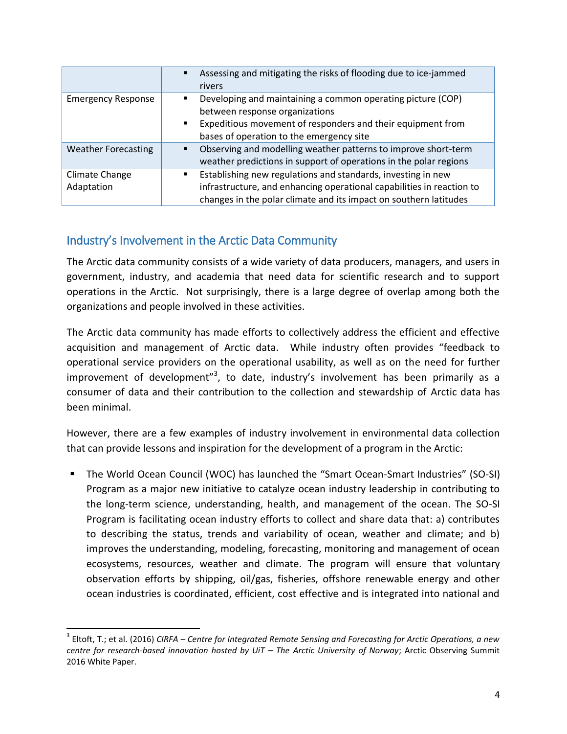| | |
|---|---|
| | ▪ Assessing and mitigating the risks of flooding due to ice-jammed rivers |
| Emergency Response | ▪ Developing and maintaining a common operating picture (COP) between response organizations<br>▪ Expeditious movement of responders and their equipment from bases of operation to the emergency site |
| Weather Forecasting | ▪ Observing and modelling weather patterns to improve short-term weather predictions in support of operations in the polar regions |
| Climate Change Adaptation | ▪ Establishing new regulations and standards, investing in new infrastructure, and enhancing operational capabilities in reaction to changes in the polar climate and its impact on southern latitudes |

## Industry's Involvement in the Arctic Data Community

The Arctic data community consists of a wide variety of data producers, managers, and users in government, industry, and academia that need data for scientific research and to support operations in the Arctic. Not surprisingly, there is a large degree of overlap among both the organizations and people involved in these activities.

The Arctic data community has made efforts to collectively address the efficient and effective acquisition and management of Arctic data. While industry often provides "feedback to operational service providers on the operational usability, as well as on the need for further improvement of development"[3], to date, industry's involvement has been primarily as a consumer of data and their contribution to the collection and stewardship of Arctic data has been minimal.

However, there are a few examples of industry involvement in environmental data collection that can provide lessons and inspiration for the development of a program in the Arctic:

- The World Ocean Council (WOC) has launched the "Smart Ocean-Smart Industries" (SO-SI) Program as a major new initiative to catalyze ocean industry leadership in contributing to the long-term science, understanding, health, and management of the ocean. The SO-SI Program is facilitating ocean industry efforts to collect and share data that: a) contributes to describing the status, trends and variability of ocean, weather and climate; and b) improves the understanding, modeling, forecasting, monitoring and management of ocean ecosystems, resources, weather and climate. The program will ensure that voluntary observation efforts by shipping, oil/gas, fisheries, offshore renewable energy and other ocean industries is coordinated, efficient, cost effective and is integrated into national and

[3] Eltoft, T.; et al. (2016) *CIRFA – Centre for Integrated Remote Sensing and Forecasting for Arctic Operations, a new centre for research-based innovation hosted by UiT – The Arctic University of Norway*; Arctic Observing Summit 2016 White Paper.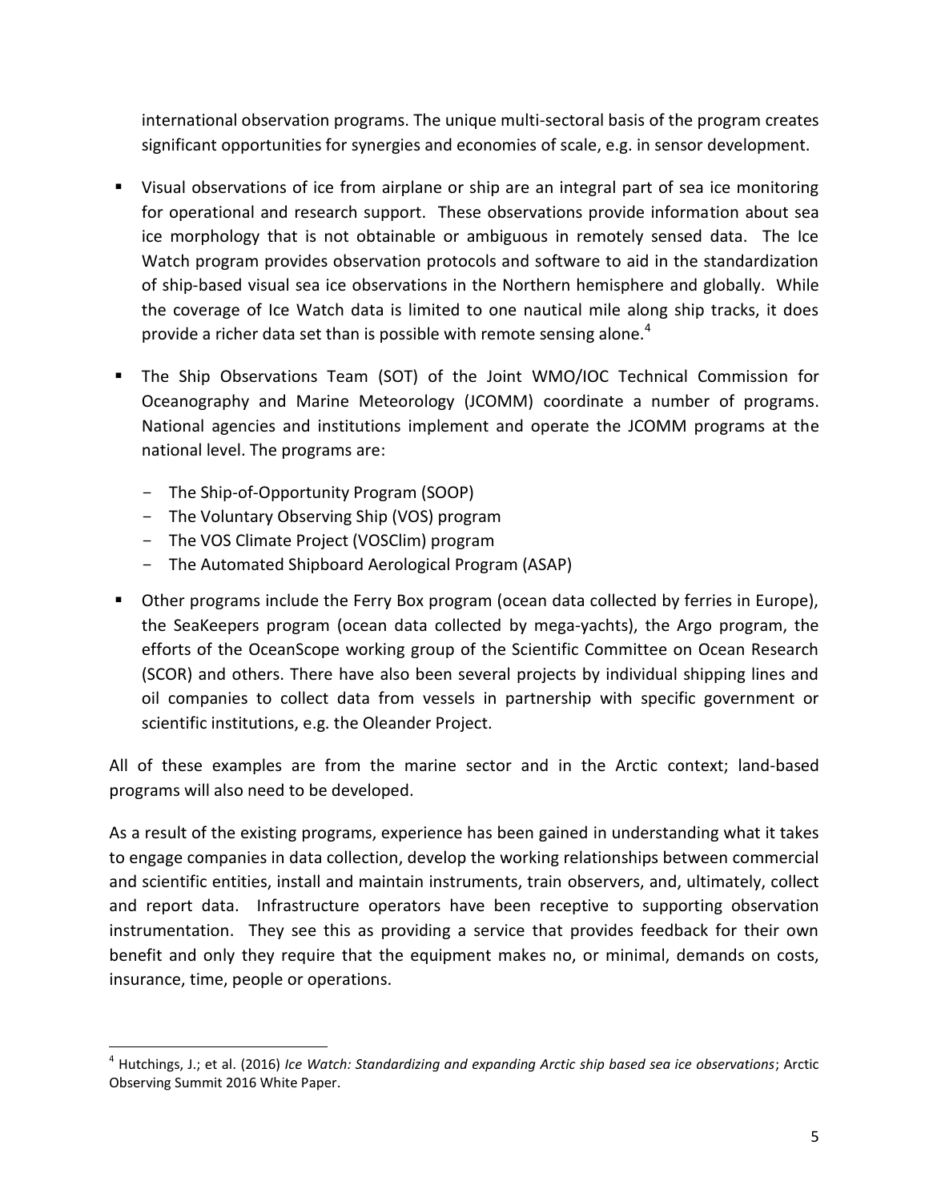international observation programs. The unique multi-sectoral basis of the program creates significant opportunities for synergies and economies of scale, e.g. in sensor development.

- Visual observations of ice from airplane or ship are an integral part of sea ice monitoring for operational and research support. These observations provide information about sea ice morphology that is not obtainable or ambiguous in remotely sensed data. The Ice Watch program provides observation protocols and software to aid in the standardization of ship-based visual sea ice observations in the Northern hemisphere and globally. While the coverage of Ice Watch data is limited to one nautical mile along ship tracks, it does provide a richer data set than is possible with remote sensing alone.[4]

- The Ship Observations Team (SOT) of the Joint WMO/IOC Technical Commission for Oceanography and Marine Meteorology (JCOMM) coordinate a number of programs. National agencies and institutions implement and operate the JCOMM programs at the national level. The programs are:
  - The Ship-of-Opportunity Program (SOOP)
  - The Voluntary Observing Ship (VOS) program
  - The VOS Climate Project (VOSClim) program
  - The Automated Shipboard Aerological Program (ASAP)

- Other programs include the Ferry Box program (ocean data collected by ferries in Europe), the SeaKeepers program (ocean data collected by mega-yachts), the Argo program, the efforts of the OceanScope working group of the Scientific Committee on Ocean Research (SCOR) and others. There have also been several projects by individual shipping lines and oil companies to collect data from vessels in partnership with specific government or scientific institutions, e.g. the Oleander Project.

All of these examples are from the marine sector and in the Arctic context; land-based programs will also need to be developed.

As a result of the existing programs, experience has been gained in understanding what it takes to engage companies in data collection, develop the working relationships between commercial and scientific entities, install and maintain instruments, train observers, and, ultimately, collect and report data. Infrastructure operators have been receptive to supporting observation instrumentation. They see this as providing a service that provides feedback for their own benefit and only they require that the equipment makes no, or minimal, demands on costs, insurance, time, people or operations.

[4] Hutchings, J.; et al. (2016) *Ice Watch: Standardizing and expanding Arctic ship based sea ice observations*; Arctic Observing Summit 2016 White Paper.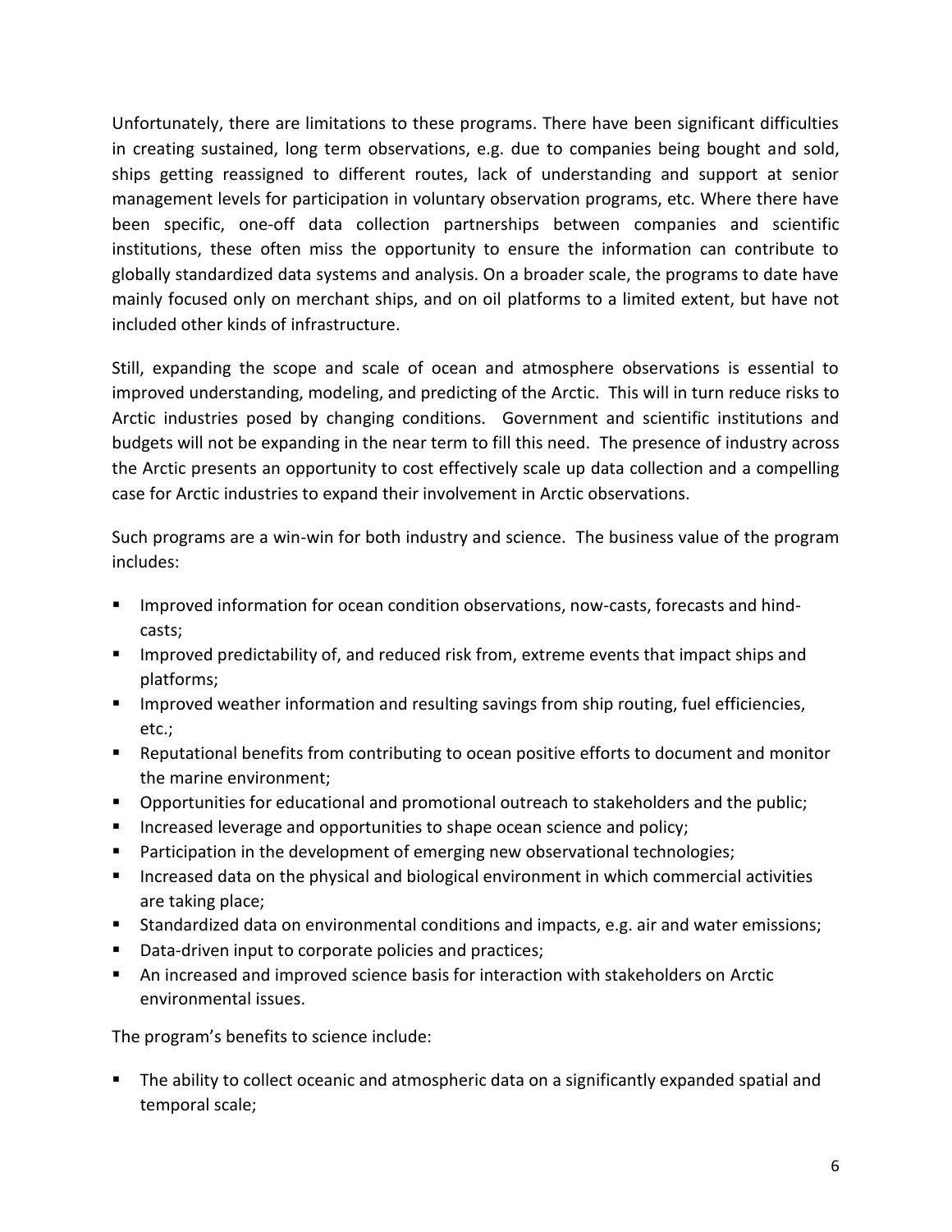Unfortunately, there are limitations to these programs. There have been significant difficulties in creating sustained, long term observations, e.g. due to companies being bought and sold, ships getting reassigned to different routes, lack of understanding and support at senior management levels for participation in voluntary observation programs, etc. Where there have been specific, one-off data collection partnerships between companies and scientific institutions, these often miss the opportunity to ensure the information can contribute to globally standardized data systems and analysis. On a broader scale, the programs to date have mainly focused only on merchant ships, and on oil platforms to a limited extent, but have not included other kinds of infrastructure.

Still, expanding the scope and scale of ocean and atmosphere observations is essential to improved understanding, modeling, and predicting of the Arctic. This will in turn reduce risks to Arctic industries posed by changing conditions. Government and scientific institutions and budgets will not be expanding in the near term to fill this need. The presence of industry across the Arctic presents an opportunity to cost effectively scale up data collection and a compelling case for Arctic industries to expand their involvement in Arctic observations.

Such programs are a win-win for both industry and science. The business value of the program includes:

- Improved information for ocean condition observations, now-casts, forecasts and hind-casts;
- Improved predictability of, and reduced risk from, extreme events that impact ships and platforms;
- Improved weather information and resulting savings from ship routing, fuel efficiencies, etc.;
- Reputational benefits from contributing to ocean positive efforts to document and monitor the marine environment;
- Opportunities for educational and promotional outreach to stakeholders and the public;
- Increased leverage and opportunities to shape ocean science and policy;
- Participation in the development of emerging new observational technologies;
- Increased data on the physical and biological environment in which commercial activities are taking place;
- Standardized data on environmental conditions and impacts, e.g. air and water emissions;
- Data-driven input to corporate policies and practices;
- An increased and improved science basis for interaction with stakeholders on Arctic environmental issues.

The program's benefits to science include:

- The ability to collect oceanic and atmospheric data on a significantly expanded spatial and temporal scale;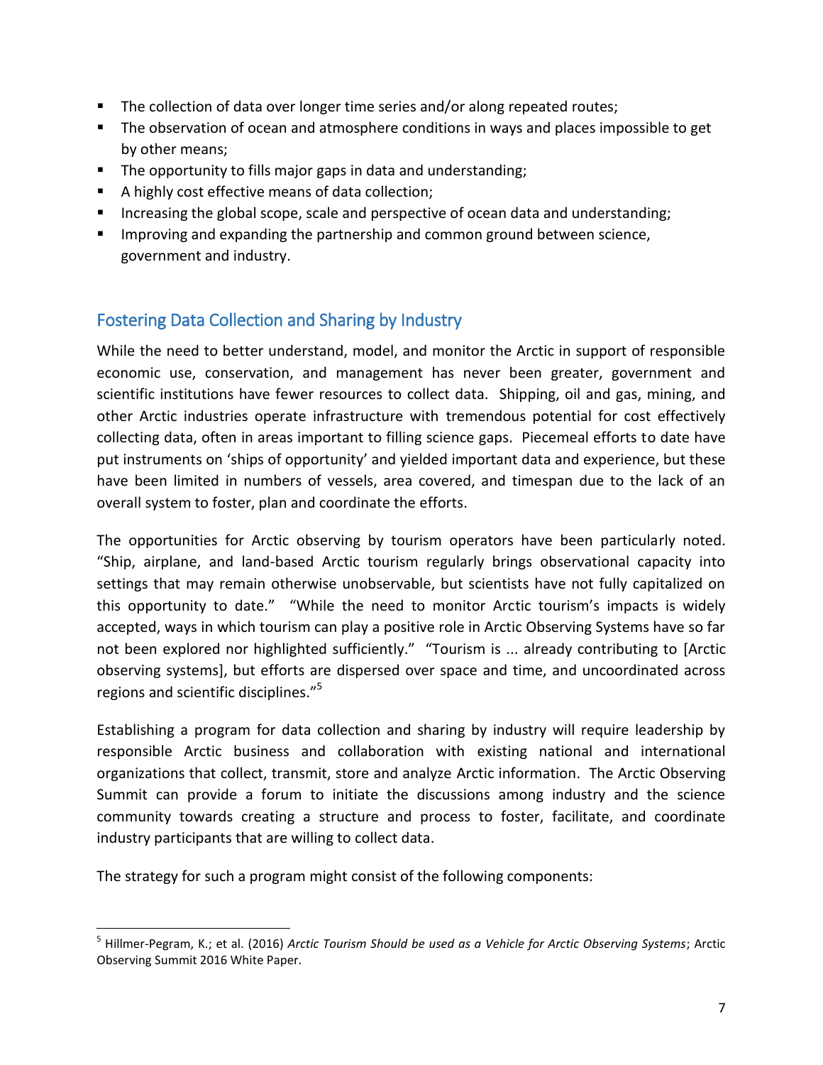- The collection of data over longer time series and/or along repeated routes;
- The observation of ocean and atmosphere conditions in ways and places impossible to get by other means;
- The opportunity to fills major gaps in data and understanding;
- A highly cost effective means of data collection;
- Increasing the global scope, scale and perspective of ocean data and understanding;
- Improving and expanding the partnership and common ground between science, government and industry.

## Fostering Data Collection and Sharing by Industry

While the need to better understand, model, and monitor the Arctic in support of responsible economic use, conservation, and management has never been greater, government and scientific institutions have fewer resources to collect data. Shipping, oil and gas, mining, and other Arctic industries operate infrastructure with tremendous potential for cost effectively collecting data, often in areas important to filling science gaps. Piecemeal efforts to date have put instruments on 'ships of opportunity' and yielded important data and experience, but these have been limited in numbers of vessels, area covered, and timespan due to the lack of an overall system to foster, plan and coordinate the efforts.

The opportunities for Arctic observing by tourism operators have been particularly noted. "Ship, airplane, and land-based Arctic tourism regularly brings observational capacity into settings that may remain otherwise unobservable, but scientists have not fully capitalized on this opportunity to date." "While the need to monitor Arctic tourism's impacts is widely accepted, ways in which tourism can play a positive role in Arctic Observing Systems have so far not been explored nor highlighted sufficiently." "Tourism is ... already contributing to [Arctic observing systems], but efforts are dispersed over space and time, and uncoordinated across regions and scientific disciplines."[5]

Establishing a program for data collection and sharing by industry will require leadership by responsible Arctic business and collaboration with existing national and international organizations that collect, transmit, store and analyze Arctic information. The Arctic Observing Summit can provide a forum to initiate the discussions among industry and the science community towards creating a structure and process to foster, facilitate, and coordinate industry participants that are willing to collect data.

The strategy for such a program might consist of the following components:

[5] Hillmer-Pegram, K.; et al. (2016) *Arctic Tourism Should be used as a Vehicle for Arctic Observing Systems*; Arctic Observing Summit 2016 White Paper.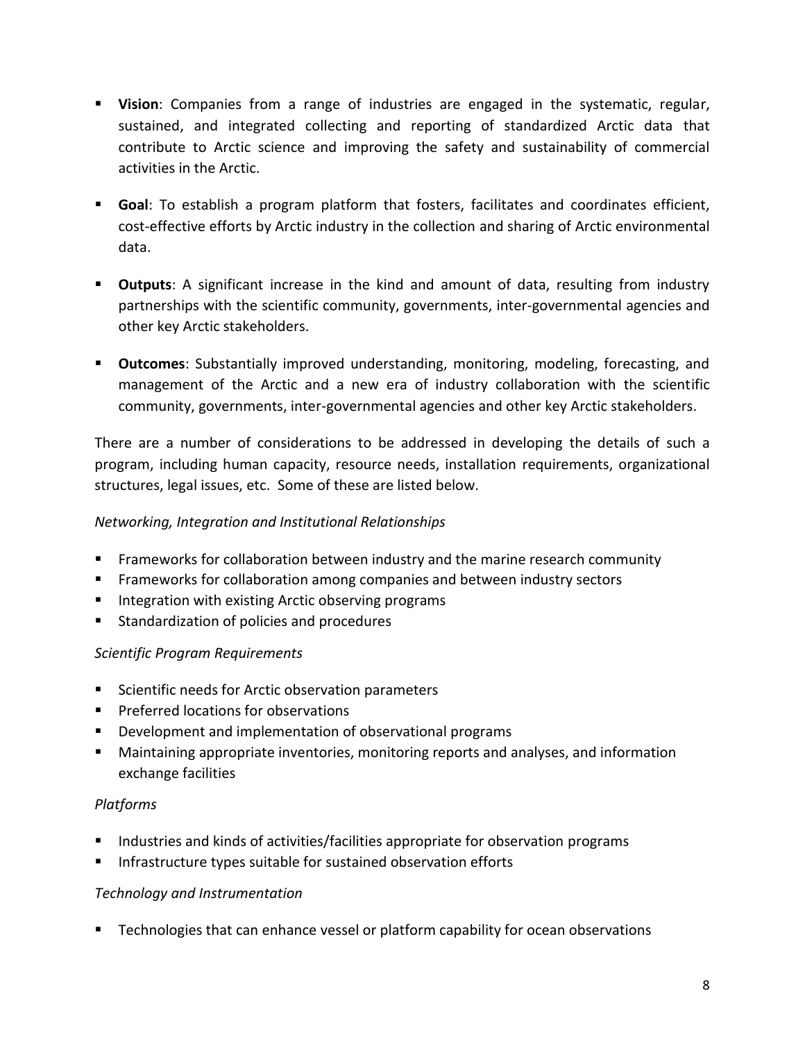- **Vision**: Companies from a range of industries are engaged in the systematic, regular, sustained, and integrated collecting and reporting of standardized Arctic data that contribute to Arctic science and improving the safety and sustainability of commercial activities in the Arctic.

- **Goal**: To establish a program platform that fosters, facilitates and coordinates efficient, cost-effective efforts by Arctic industry in the collection and sharing of Arctic environmental data.

- **Outputs**: A significant increase in the kind and amount of data, resulting from industry partnerships with the scientific community, governments, inter-governmental agencies and other key Arctic stakeholders.

- **Outcomes**: Substantially improved understanding, monitoring, modeling, forecasting, and management of the Arctic and a new era of industry collaboration with the scientific community, governments, inter-governmental agencies and other key Arctic stakeholders.

There are a number of considerations to be addressed in developing the details of such a program, including human capacity, resource needs, installation requirements, organizational structures, legal issues, etc. Some of these are listed below.

*Networking, Integration and Institutional Relationships*

- Frameworks for collaboration between industry and the marine research community
- Frameworks for collaboration among companies and between industry sectors
- Integration with existing Arctic observing programs
- Standardization of policies and procedures

*Scientific Program Requirements*

- Scientific needs for Arctic observation parameters
- Preferred locations for observations
- Development and implementation of observational programs
- Maintaining appropriate inventories, monitoring reports and analyses, and information exchange facilities

*Platforms*

- Industries and kinds of activities/facilities appropriate for observation programs
- Infrastructure types suitable for sustained observation efforts

*Technology and Instrumentation*

- Technologies that can enhance vessel or platform capability for ocean observations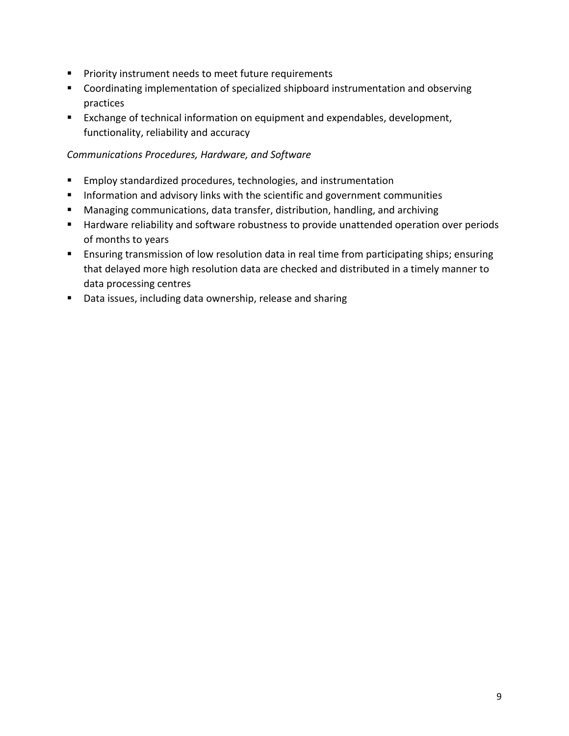- Priority instrument needs to meet future requirements
- Coordinating implementation of specialized shipboard instrumentation and observing practices
- Exchange of technical information on equipment and expendables, development, functionality, reliability and accuracy

*Communications Procedures, Hardware, and Software*

- Employ standardized procedures, technologies, and instrumentation
- Information and advisory links with the scientific and government communities
- Managing communications, data transfer, distribution, handling, and archiving
- Hardware reliability and software robustness to provide unattended operation over periods of months to years
- Ensuring transmission of low resolution data in real time from participating ships; ensuring that delayed more high resolution data are checked and distributed in a timely manner to data processing centres
- Data issues, including data ownership, release and sharing